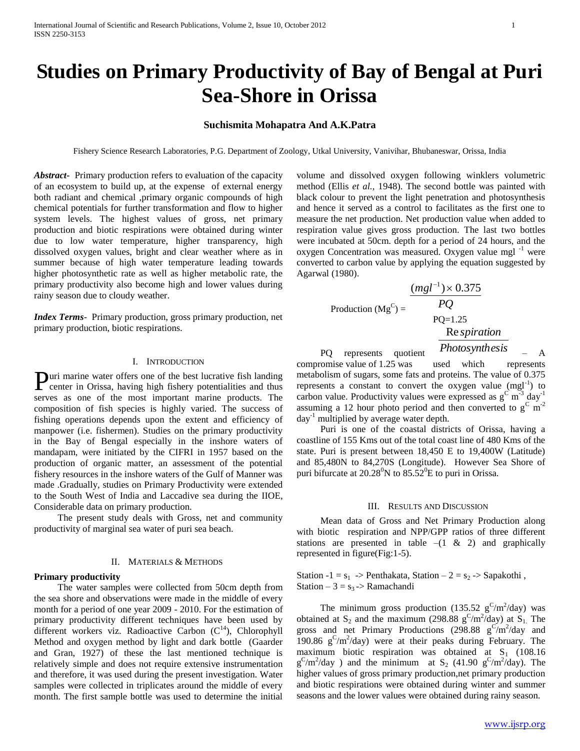# Studies on Primary Productivity of Bay of Bengal at Puri Sea-Shore in Orissa

**Suchismita Mohapatra And A.K.Patra**

Fishery Science Research Laboratories, P.G. Department of Zoology, Utkal University, Vanivihar, Bhubaneswar, Orissa, India

***Abstract-*** Primary production refers to evaluation of the capacity of an ecosystem to build up, at the expense of external energy both radiant and chemical ,primary organic compounds of high chemical potentials for further transformation and flow to higher system levels. The highest values of gross, net primary production and biotic respirations were obtained during winter due to low water temperature, higher transparency, high dissolved oxygen values, bright and clear weather where as in summer because of high water temperature leading towards higher photosynthetic rate as well as higher metabolic rate, the primary productivity also become high and lower values during rainy season due to cloudy weather.

***Index Terms*-** Primary production, gross primary production, net primary production, biotic respirations.

## I. Introduction

Puri marine water offers one of the best lucrative fish landing center in Orissa, having high fishery potentialities and thus serves as one of the most important marine products. The composition of fish species is highly varied. The success of fishing operations depends upon the extent and efficiency of manpower (i.e. fishermen). Studies on the primary productivity in the Bay of Bengal especially in the inshore waters of mandapam, were initiated by the CIFRI in 1957 based on the production of organic matter, an assessment of the potential fishery resources in the inshore waters of the Gulf of Manner was made .Gradually, studies on Primary Productivity were extended to the South West of India and Laccadive sea during the IIOE, Considerable data on primary production.

The present study deals with Gross, net and community productivity of marginal sea water of puri sea beach.

## II. Materials & Methods

**Primary productivity**

The water samples were collected from 50cm depth from the sea shore and observations were made in the middle of every month for a period of one year 2009 - 2010. For the estimation of primary productivity different techniques have been used by different workers viz. Radioactive Carbon ($C^{14}$), Chlorophyll Method and oxygen method by light and dark bottle (Gaarder and Gran, 1927) of these the last mentioned technique is relatively simple and does not require extensive instrumentation and therefore, it was used during the present investigation. Water samples were collected in triplicates around the middle of every month. The first sample bottle was used to determine the initial volume and dissolved oxygen following winklers volumetric method (Ellis *et al.,* 1948). The second bottle was painted with black colour to prevent the light penetration and photosynthesis and hence it served as a control to facilitates as the first one to measure the net production. Net production value when added to respiration value gives gross production. The last two bottles were incubated at 50cm. depth for a period of 24 hours, and the oxygen Concentration was measured. Oxygen value mgl $^{-1}$ were converted to carbon value by applying the equation suggested by Agarwal (1980).

$$\text{Production } (Mg^{C}) = \frac{(mgl^{-1}) \times 0.375}{PQ}$$

$$PQ = 1.25$$

PQ represents quotient $\frac{Respiration}{Photosynthesis}$ – A compromise value of 1.25 was used which represents metabolism of sugars, some fats and proteins. The value of 0.375 represents a constant to convert the oxygen value ($mgl^{-1}$) to carbon value. Productivity values were expressed as $g^{C}\ m^{-3}\ day^{-1}$ assuming a 12 hour photo period and then converted to $g^{C}\ m^{-2}\ day^{-1}$ multiplied by average water depth.

Puri is one of the coastal districts of Orissa, having a coastline of 155 Kms out of the total coast line of 480 Kms of the state. Puri is present between 18,450 E to 19,400W (Latitude) and 85,480N to 84,270S (Longitude). However Sea Shore of puri bifurcate at $20.28^{0}$N to $85.52^{0}$E to puri in Orissa.

## III. Results and Discussion

Mean data of Gross and Net Primary Production along with biotic respiration and NPP/GPP ratios of three different stations are presented in table –(1 & 2) and graphically represented in figure(Fig:1-5).

Station -1 = $s_1$ -> Penthakata, Station – 2 = $s_2$ -> Sapakothi , Station – 3 = $s_3$ -> Ramachandi

The minimum gross production (135.52 $g^{C}/m^{2}/day$) was obtained at $S_2$ and the maximum (298.88 $g^{C}/m^{2}/day$) at $S_1$. The gross and net Primary Productions (298.88 $g^{C}/m^{2}/day$ and 190.86 $g^{C}/m^{2}/day$) were at their peaks during February. The maximum biotic respiration was obtained at $S_1$ (108.16 $g^{C}/m^{2}/day$ ) and the minimum at $S_2$ (41.90 $g^{C}/m^{2}/day$). The higher values of gross primary production,net primary production and biotic respirations were obtained during winter and summer seasons and the lower values were obtained during rainy season.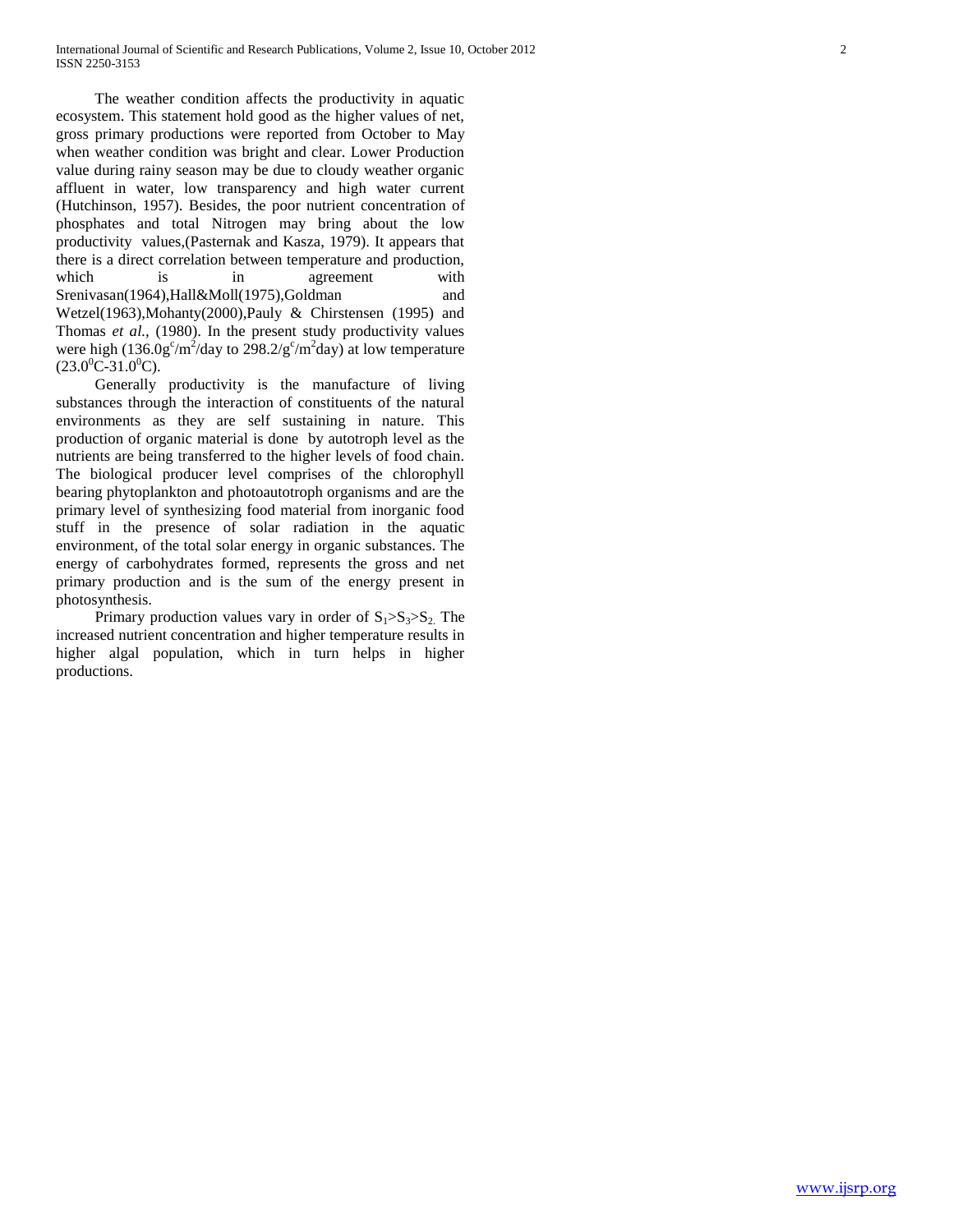The weather condition affects the productivity in aquatic ecosystem. This statement hold good as the higher values of net, gross primary productions were reported from October to May when weather condition was bright and clear. Lower Production value during rainy season may be due to cloudy weather organic affluent in water, low transparency and high water current (Hutchinson, 1957). Besides, the poor nutrient concentration of phosphates and total Nitrogen may bring about the low productivity values,(Pasternak and Kasza, 1979). It appears that there is a direct correlation between temperature and production, which is in agreement with Srenivasan(1964),Hall&Moll(1975),Goldman and Wetzel(1963),Mohanty(2000),Pauly & Chirstensen (1995) and Thomas *et al.,* (1980). In the present study productivity values were high ($136.0g^c/m^2$/day to $298.2/g^c/m^2$day) at low temperature ($23.0^0C$-$31.0^0C$).

Generally productivity is the manufacture of living substances through the interaction of constituents of the natural environments as they are self sustaining in nature. This production of organic material is done by autotroph level as the nutrients are being transferred to the higher levels of food chain. The biological producer level comprises of the chlorophyll bearing phytoplankton and photoautotroph organisms and are the primary level of synthesizing food material from inorganic food stuff in the presence of solar radiation in the aquatic environment, of the total solar energy in organic substances. The energy of carbohydrates formed, represents the gross and net primary production and is the sum of the energy present in photosynthesis.

Primary production values vary in order of $S_1>S_3>S_2$. The increased nutrient concentration and higher temperature results in higher algal population, which in turn helps in higher productions.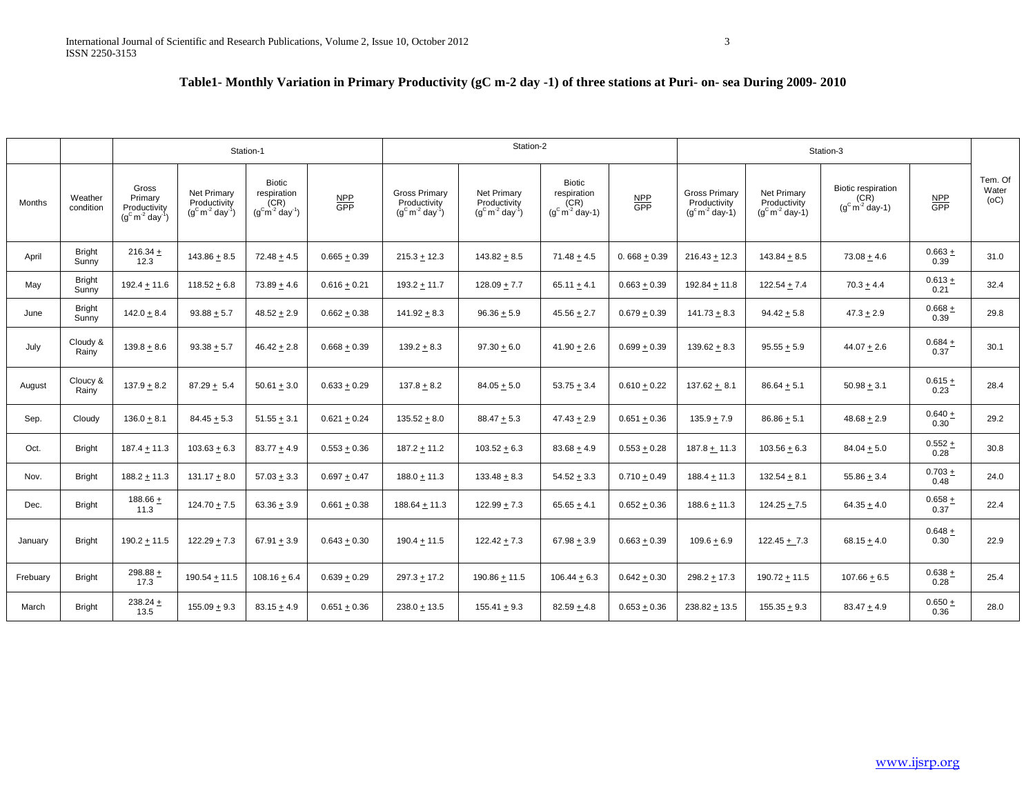**Table1- Monthly Variation in Primary Productivity (gC m-2 day -1) of three stations at Puri- on- sea During 2009- 2010**

| | | Station-1 | | | | Station-2 | | | | Station-3 | | | | |
|---|---|---|---|---|---|---|---|---|---|---|---|---|---|---|
| Months | Weather condition | Gross Primary Productivity ($g^C m^{-2} day^{-1}$) | Net Primary Productivity ($g^C m^{-2} day^{-1}$) | Biotic respiration (CR) ($g^C m^{-2} day^{-1}$) | NPP/GPP | Gross Primary Productivity ($g^C m^{-2} day^{-1}$) | Net Primary Productivity ($g^C m^{-2} day^{-1}$) | Biotic respiration (CR) ($g^C m^{-2}$ day-1) | NPP/GPP | Gross Primary Productivity ($g^C m^{-2}$ day-1) | Net Primary Productivity ($g^C m^{-2}$ day-1) | Biotic respiration (CR) ($g^C m^{-2}$ day-1) | NPP/GPP | Tem. Of Water (oC) |
| April | Bright Sunny | 216.34 ± 12.3 | 143.86 ± 8.5 | 72.48 ± 4.5 | 0.665 ± 0.39 | 215.3 ± 12.3 | 143.82 ± 8.5 | 71.48 ± 4.5 | 0. 668 ± 0.39 | 216.43 ± 12.3 | 143.84 ± 8.5 | 73.08 ± 4.6 | 0.663 ± 0.39 | 31.0 |
| May | Bright Sunny | 192.4 ± 11.6 | 118.52 ± 6.8 | 73.89 ± 4.6 | 0.616 ± 0.21 | 193.2 ± 11.7 | 128.09 ± 7.7 | 65.11 ± 4.1 | 0.663 ± 0.39 | 192.84 ± 11.8 | 122.54 ± 7.4 | 70.3 ± 4.4 | 0.613 ± 0.21 | 32.4 |
| June | Bright Sunny | 142.0 ± 8.4 | 93.88 ± 5.7 | 48.52 ± 2.9 | 0.662 ± 0.38 | 141.92 ± 8.3 | 96.36 ± 5.9 | 45.56 ± 2.7 | 0.679 ± 0.39 | 141.73 ± 8.3 | 94.42 ± 5.8 | 47.3 ± 2.9 | 0.668 ± 0.39 | 29.8 |
| July | Cloudy & Rainy | 139.8 ± 8.6 | 93.38 ± 5.7 | 46.42 ± 2.8 | 0.668 ± 0.39 | 139.2 ± 8.3 | 97.30 ± 6.0 | 41.90 ± 2.6 | 0.699 ± 0.39 | 139.62 ± 8.3 | 95.55 ± 5.9 | 44.07 ± 2.6 | 0.684 ± 0.37 | 30.1 |
| August | Cloucy & Rainy | 137.9 ± 8.2 | 87.29 ± 5.4 | 50.61 ± 3.0 | 0.633 ± 0.29 | 137.8 ± 8.2 | 84.05 ± 5.0 | 53.75 ± 3.4 | 0.610 ± 0.22 | 137.62 ± 8.1 | 86.64 ± 5.1 | 50.98 ± 3.1 | 0.615 ± 0.23 | 28.4 |
| Sep. | Cloudy | 136.0 ± 8.1 | 84.45 ± 5.3 | 51.55 ± 3.1 | 0.621 ± 0.24 | 135.52 ± 8.0 | 88.47 ± 5.3 | 47.43 ± 2.9 | 0.651 ± 0.36 | 135.9 ± 7.9 | 86.86 ± 5.1 | 48.68 ± 2.9 | 0.640 ± 0.30 | 29.2 |
| Oct. | Bright | 187.4 ± 11.3 | 103.63 ± 6.3 | 83.77 ± 4.9 | 0.553 ± 0.36 | 187.2 ± 11.2 | 103.52 ± 6.3 | 83.68 ± 4.9 | 0.553 ± 0.28 | 187.8 ± 11.3 | 103.56 ± 6.3 | 84.04 ± 5.0 | 0.552 ± 0.28 | 30.8 |
| Nov. | Bright | 188.2 ± 11.3 | 131.17 ± 8.0 | 57.03 ± 3.3 | 0.697 ± 0.47 | 188.0 ± 11.3 | 133.48 ± 8.3 | 54.52 ± 3.3 | 0.710 ± 0.49 | 188.4 ± 11.3 | 132.54 ± 8.1 | 55.86 ± 3.4 | 0.703 ± 0.48 | 24.0 |
| Dec. | Bright | 188.66 ± 11.3 | 124.70 ± 7.5 | 63.36 ± 3.9 | 0.661 ± 0.38 | 188.64 ± 11.3 | 122.99 ± 7.3 | 65.65 ± 4.1 | 0.652 ± 0.36 | 188.6 ± 11.3 | 124.25 ± 7.5 | 64.35 ± 4.0 | 0.658 ± 0.37 | 22.4 |
| January | Bright | 190.2 ± 11.5 | 122.29 ± 7.3 | 67.91 ± 3.9 | 0.643 ± 0.30 | 190.4 ± 11.5 | 122.42 ± 7.3 | 67.98 ± 3.9 | 0.663 ± 0.39 | 109.6 ± 6.9 | 122.45 ± 7.3 | 68.15 ± 4.0 | 0.648 ± 0.30 | 22.9 |
| Frebuary | Bright | 298.88 ± 17.3 | 190.54 ± 11.5 | 108.16 ± 6.4 | 0.639 ± 0.29 | 297.3 ± 17.2 | 190.86 ± 11.5 | 106.44 ± 6.3 | 0.642 ± 0.30 | 298.2 ± 17.3 | 190.72 ± 11.5 | 107.66 ± 6.5 | 0.638 ± 0.28 | 25.4 |
| March | Bright | 238.24 ± 13.5 | 155.09 ± 9.3 | 83.15 ± 4.9 | 0.651 ± 0.36 | 238.0 ± 13.5 | 155.41 ± 9.3 | 82.59 ± 4.8 | 0.653 ± 0.36 | 238.82 ± 13.5 | 155.35 ± 9.3 | 83.47 ± 4.9 | 0.650 ± 0.36 | 28.0 |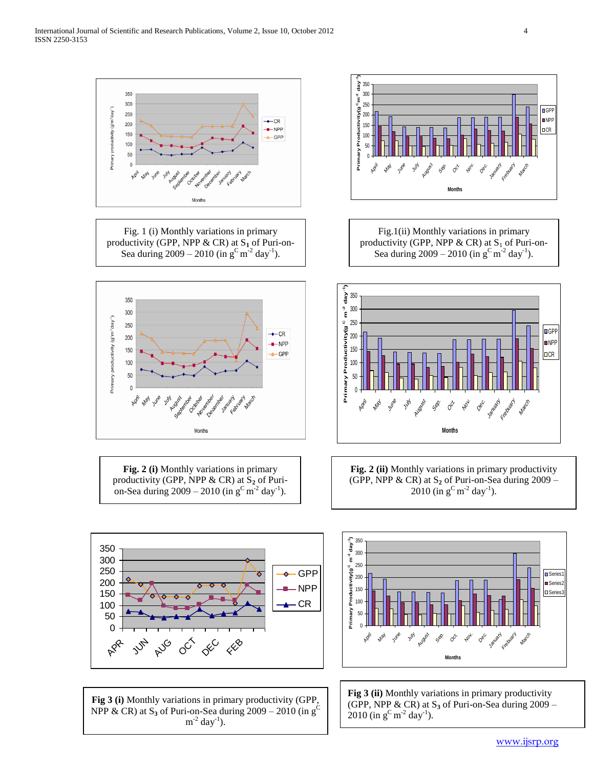Fig. 1 (i) Monthly variations in primary productivity (GPP, NPP & CR) at $S_1$ of Puri-on-Sea during 2009 – 2010 (in $g^C m^{-2} day^{-1}$).

Fig.1(ii) Monthly variations in primary productivity (GPP, NPP & CR) at $S_1$ of Puri-on-Sea during 2009 – 2010 (in $g^C m^{-2} day^{-1}$).

**Fig. 2 (i)** Monthly variations in primary productivity (GPP, NPP & CR) at $S_2$ of Puri-on-Sea during 2009 – 2010 (in $g^C m^{-2} day^{-1}$).

**Fig. 2 (ii)** Monthly variations in primary productivity (GPP, NPP & CR) at $S_2$ of Puri-on-Sea during 2009 – 2010 (in $g^C m^{-2} day^{-1}$).

**Fig 3 (i)** Monthly variations in primary productivity (GPP, NPP & CR) at $S_3$ of Puri-on-Sea during 2009 – 2010 (in $g^C m^{-2} day^{-1}$).

**Fig 3 (ii)** Monthly variations in primary productivity (GPP, NPP & CR) at $S_3$ of Puri-on-Sea during 2009 – 2010 (in $g^C m^{-2} day^{-1}$).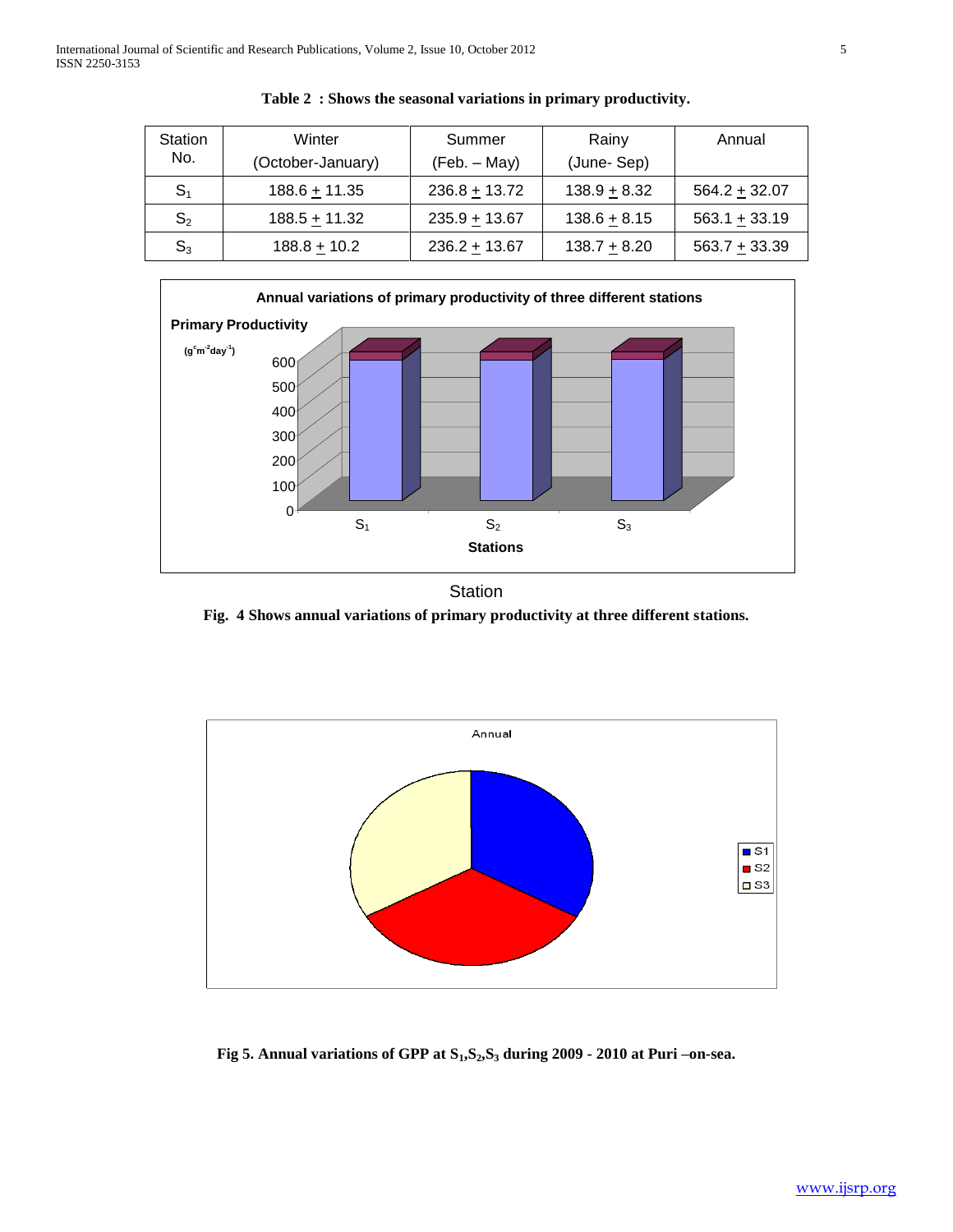**Table 2 : Shows the seasonal variations in primary productivity.**

| Station No. | Winter (October-January) | Summer (Feb. – May) | Rainy (June- Sep) | Annual |
|---|---|---|---|---|
| $S_1$ | 188.6 ± 11.35 | 236.8 ± 13.72 | 138.9 ± 8.32 | 564.2 ± 32.07 |
| $S_2$ | 188.5 ± 11.32 | 235.9 ± 13.67 | 138.6 ± 8.15 | 563.1 ± 33.19 |
| $S_3$ | 188.8 ± 10.2 | 236.2 ± 13.67 | 138.7 ± 8.20 | 563.7 ± 33.39 |

Station

**Fig. 4 Shows annual variations of primary productivity at three different stations.**

**Fig 5. Annual variations of GPP at $S_1$,$S_2$,$S_3$ during 2009 - 2010 at Puri –on-sea.**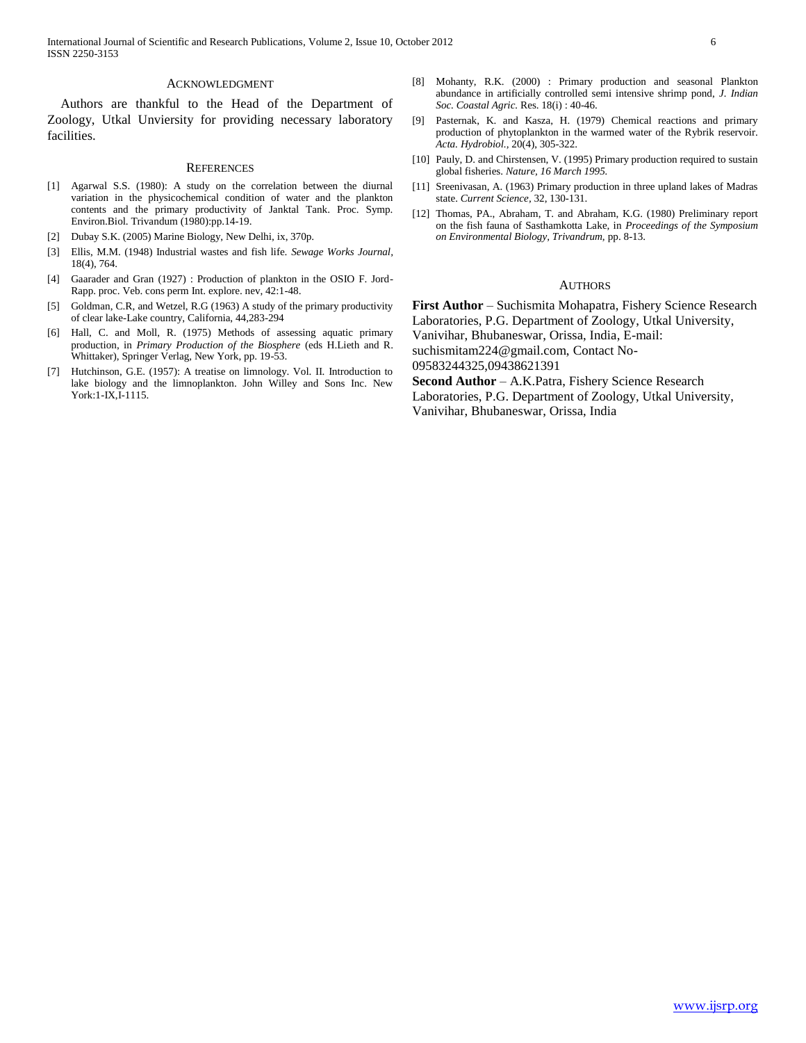## ACKNOWLEDGMENT

Authors are thankful to the Head of the Department of Zoology, Utkal Unviersity for providing necessary laboratory facilities.

## REFERENCES

[1] Agarwal S.S. (1980): A study on the correlation between the diurnal variation in the physicochemical condition of water and the plankton contents and the primary productivity of Janktal Tank. Proc. Symp. Environ.Biol. Trivandum (1980):pp.14-19.

[2] Dubay S.K. (2005) Marine Biology, New Delhi, ix, 370p.

[3] Ellis, M.M. (1948) Industrial wastes and fish life. *Sewage Works Journal*, 18(4), 764.

[4] Gaarader and Gran (1927) : Production of plankton in the OSIO F. Jord-Rapp. proc. Veb. cons perm Int. explore. nev, 42:1-48.

[5] Goldman, C.R, and Wetzel, R.G (1963) A study of the primary productivity of clear lake-Lake country, California, 44,283-294

[6] Hall, C. and Moll, R. (1975) Methods of assessing aquatic primary production, in *Primary Production of the Biosphere* (eds H.Lieth and R. Whittaker), Springer Verlag, New York, pp. 19-53.

[7] Hutchinson, G.E. (1957): A treatise on limnology. Vol. II. Introduction to lake biology and the limnoplankton. John Willey and Sons Inc. New York:1-IX,I-1115.

[8] Mohanty, R.K. (2000) : Primary production and seasonal Plankton abundance in artificially controlled semi intensive shrimp pond, *J. Indian Soc. Coastal Agric.* Res. 18(i) : 40-46.

[9] Pasternak, K. and Kasza, H. (1979) Chemical reactions and primary production of phytoplankton in the warmed water of the Rybrik reservoir. *Acta. Hydrobiol.,* 20(4), 305-322.

[10] Pauly, D. and Chirstensen, V. (1995) Primary production required to sustain global fisheries. *Nature, 16 March 1995.*

[11] Sreenivasan, A. (1963) Primary production in three upland lakes of Madras state. *Current Science*, 32, 130-131.

[12] Thomas, PA., Abraham, T. and Abraham, K.G. (1980) Preliminary report on the fish fauna of Sasthamkotta Lake, in *Proceedings of the Symposium on Environmental Biology, Trivandrum*, pp. 8-13.

## AUTHORS

**First Author** – Suchismita Mohapatra, Fishery Science Research Laboratories, P.G. Department of Zoology, Utkal University, Vanivihar, Bhubaneswar, Orissa, India, E-mail: suchismitam224@gmail.com, Contact No-09583244325,09438621391

**Second Author** – A.K.Patra, Fishery Science Research Laboratories, P.G. Department of Zoology, Utkal University, Vanivihar, Bhubaneswar, Orissa, India